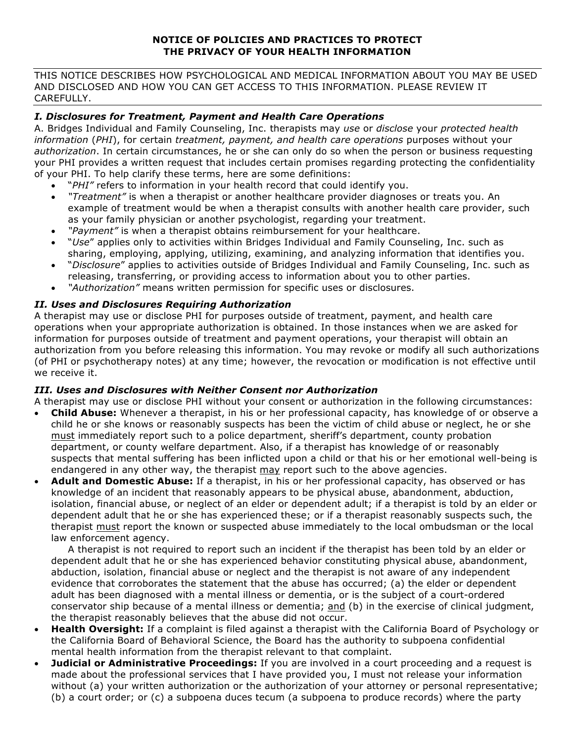# NOTICE OF POLICIES AND PRACTICES TO PROTECT THE PRIVACY OF YOUR HEALTH INFORMATION

THIS NOTICE DESCRIBES HOW PSYCHOLOGICAL AND MEDICAL INFORMATION ABOUT YOU MAY BE USED AND DISCLOSED AND HOW YOU CAN GET ACCESS TO THIS INFORMATION. PLEASE REVIEW IT CAREFULLY.

### *I. Disclosures for Treatment, Payment and Health Care Operations*

A. Bridges Individual and Family Counseling, Inc. therapists may *use* or *disclose* your *protected health information* (*PHI*), for certain *treatment, payment, and health care operations* purposes without your *authorization*. In certain circumstances, he or she can only do so when the person or business requesting your PHI provides a written request that includes certain promises regarding protecting the confidentiality of your PHI. To help clarify these terms, here are some definitions:

- "*PHI"* refers to information in your health record that could identify you.
- *"Treatment"* is when a therapist or another healthcare provider diagnoses or treats you. An example of treatment would be when a therapist consults with another health care provider, such as your family physician or another psychologist, regarding your treatment.
- *"Payment"* is when a therapist obtains reimbursement for your healthcare.
- "*Use*" applies only to activities within Bridges Individual and Family Counseling, Inc. such as sharing, employing, applying, utilizing, examining, and analyzing information that identifies you.
- "*Disclosure*" applies to activities outside of Bridges Individual and Family Counseling, Inc. such as releasing, transferring, or providing access to information about you to other parties.
- *"Authorization"* means written permission for specific uses or disclosures.

### *II. Uses and Disclosures Requiring Authorization*

A therapist may use or disclose PHI for purposes outside of treatment, payment, and health care operations when your appropriate authorization is obtained. In those instances when we are asked for information for purposes outside of treatment and payment operations, your therapist will obtain an authorization from you before releasing this information. You may revoke or modify all such authorizations (of PHI or psychotherapy notes) at any time; however, the revocation or modification is not effective until we receive it.

### *III. Uses and Disclosures with Neither Consent nor Authorization*

A therapist may use or disclose PHI without your consent or authorization in the following circumstances:

- **Child Abuse:** Whenever a therapist, in his or her professional capacity, has knowledge of or observe a child he or she knows or reasonably suspects has been the victim of child abuse or neglect, he or she must immediately report such to a police department, sheriff's department, county probation department, or county welfare department. Also, if a therapist has knowledge of or reasonably suspects that mental suffering has been inflicted upon a child or that his or her emotional well-being is endangered in any other way, the therapist may report such to the above agencies.
- **Adult and Domestic Abuse:** If a therapist, in his or her professional capacity, has observed or has knowledge of an incident that reasonably appears to be physical abuse, abandonment, abduction, isolation, financial abuse, or neglect of an elder or dependent adult; if a therapist is told by an elder or dependent adult that he or she has experienced these; or if a therapist reasonably suspects such, the therapist must report the known or suspected abuse immediately to the local ombudsman or the local law enforcement agency.

  A therapist is not required to report such an incident if the therapist has been told by an elder or dependent adult that he or she has experienced behavior constituting physical abuse, abandonment, abduction, isolation, financial abuse or neglect and the therapist is not aware of any independent evidence that corroborates the statement that the abuse has occurred; (a) the elder or dependent adult has been diagnosed with a mental illness or dementia, or is the subject of a court-ordered conservator ship because of a mental illness or dementia; and (b) in the exercise of clinical judgment, the therapist reasonably believes that the abuse did not occur.
- **Health Oversight:** If a complaint is filed against a therapist with the California Board of Psychology or the California Board of Behavioral Science, the Board has the authority to subpoena confidential mental health information from the therapist relevant to that complaint.
- **Judicial or Administrative Proceedings:** If you are involved in a court proceeding and a request is made about the professional services that I have provided you, I must not release your information without (a) your written authorization or the authorization of your attorney or personal representative; (b) a court order; or (c) a subpoena duces tecum (a subpoena to produce records) where the party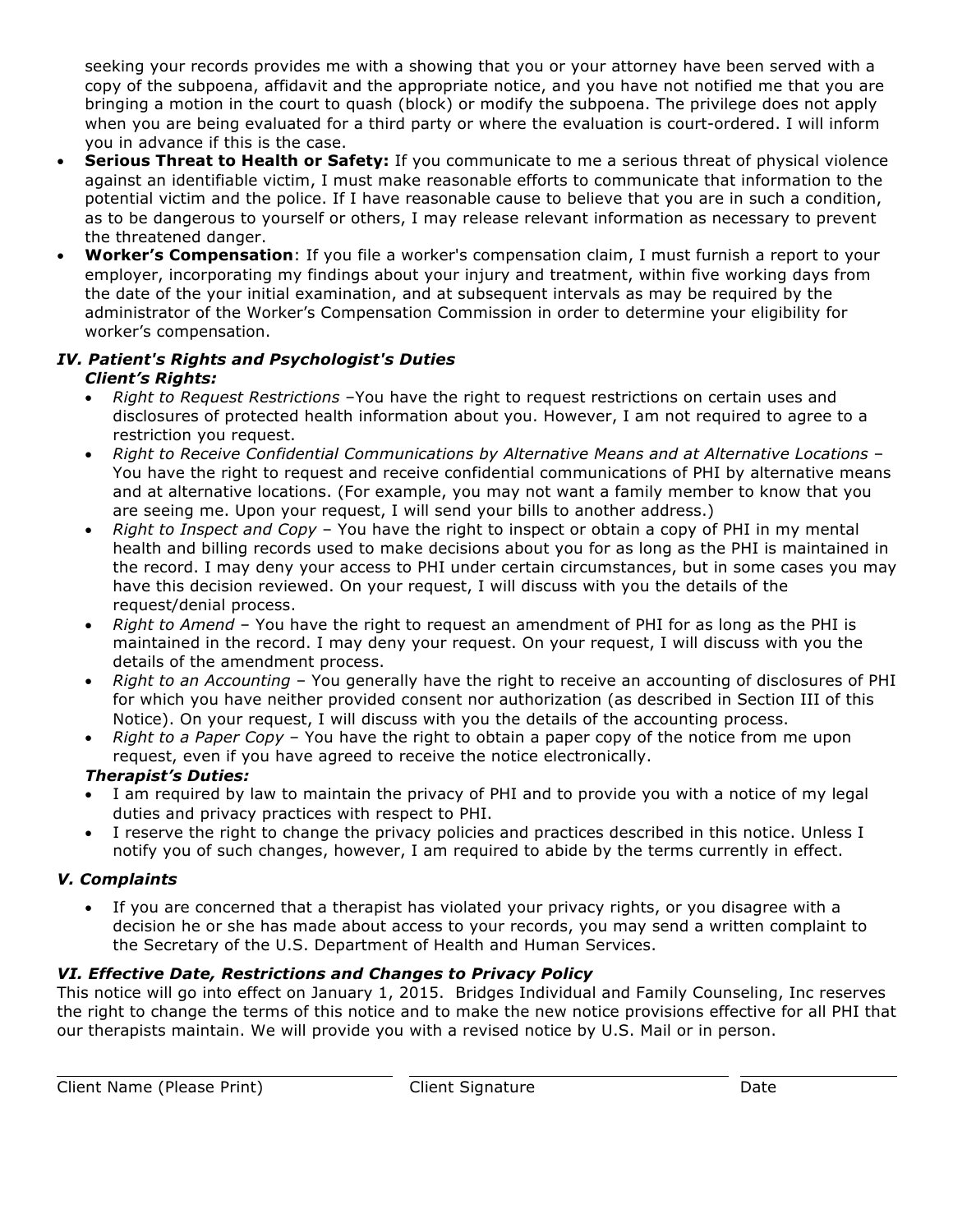seeking your records provides me with a showing that you or your attorney have been served with a copy of the subpoena, affidavit and the appropriate notice, and you have not notified me that you are bringing a motion in the court to quash (block) or modify the subpoena. The privilege does not apply when you are being evaluated for a third party or where the evaluation is court-ordered. I will inform you in advance if this is the case.

- **Serious Threat to Health or Safety:** If you communicate to me a serious threat of physical violence against an identifiable victim, I must make reasonable efforts to communicate that information to the potential victim and the police. If I have reasonable cause to believe that you are in such a condition, as to be dangerous to yourself or others, I may release relevant information as necessary to prevent the threatened danger.
- **Worker's Compensation**: If you file a worker's compensation claim, I must furnish a report to your employer, incorporating my findings about your injury and treatment, within five working days from the date of the your initial examination, and at subsequent intervals as may be required by the administrator of the Worker's Compensation Commission in order to determine your eligibility for worker's compensation.

### *IV. Patient's Rights and Psychologist's Duties*

***Client's Rights:***

- *Right to Request Restrictions* –You have the right to request restrictions on certain uses and disclosures of protected health information about you. However, I am not required to agree to a restriction you request.
- *Right to Receive Confidential Communications by Alternative Means and at Alternative Locations* – You have the right to request and receive confidential communications of PHI by alternative means and at alternative locations. (For example, you may not want a family member to know that you are seeing me. Upon your request, I will send your bills to another address.)
- *Right to Inspect and Copy* – You have the right to inspect or obtain a copy of PHI in my mental health and billing records used to make decisions about you for as long as the PHI is maintained in the record. I may deny your access to PHI under certain circumstances, but in some cases you may have this decision reviewed. On your request, I will discuss with you the details of the request/denial process.
- *Right to Amend* – You have the right to request an amendment of PHI for as long as the PHI is maintained in the record. I may deny your request. On your request, I will discuss with you the details of the amendment process.
- *Right to an Accounting* – You generally have the right to receive an accounting of disclosures of PHI for which you have neither provided consent nor authorization (as described in Section III of this Notice). On your request, I will discuss with you the details of the accounting process.
- *Right to a Paper Copy* – You have the right to obtain a paper copy of the notice from me upon request, even if you have agreed to receive the notice electronically.

***Therapist's Duties:***

- I am required by law to maintain the privacy of PHI and to provide you with a notice of my legal duties and privacy practices with respect to PHI.
- I reserve the right to change the privacy policies and practices described in this notice. Unless I notify you of such changes, however, I am required to abide by the terms currently in effect.

### *V. Complaints*

- If you are concerned that a therapist has violated your privacy rights, or you disagree with a decision he or she has made about access to your records, you may send a written complaint to the Secretary of the U.S. Department of Health and Human Services.

### *VI. Effective Date, Restrictions and Changes to Privacy Policy*

This notice will go into effect on January 1, 2015. Bridges Individual and Family Counseling, Inc reserves the right to change the terms of this notice and to make the new notice provisions effective for all PHI that our therapists maintain. We will provide you with a revised notice by U.S. Mail or in person.

| | | |
|---|---|---|
| \_\_\_\_\_\_\_\_\_\_\_\_\_\_\_\_\_\_\_\_ | \_\_\_\_\_\_\_\_\_\_\_\_\_\_\_\_\_\_\_\_ | \_\_\_\_\_\_\_\_\_\_ |
| Client Name (Please Print) | Client Signature | Date |